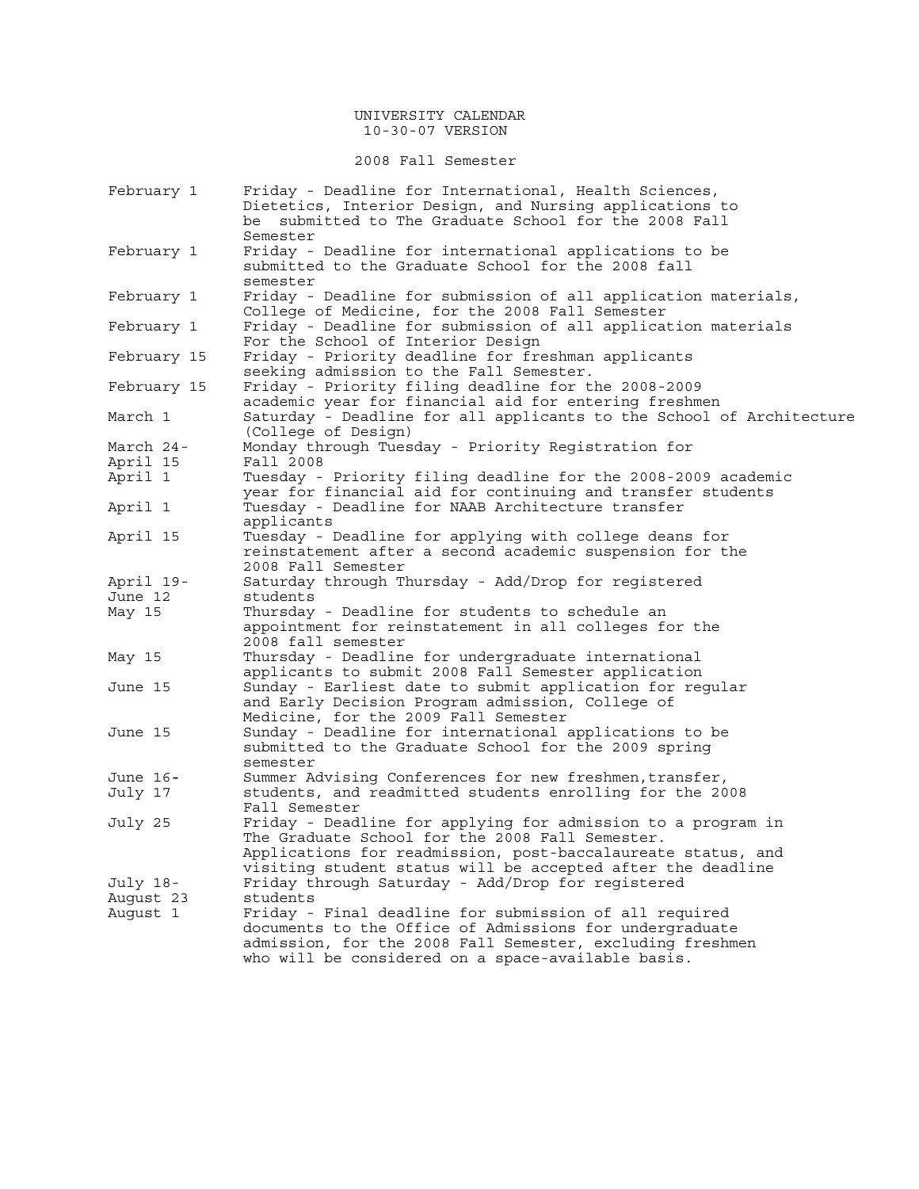# UNIVERSITY CALENDAR

10-30-07 VERSION

## 2008 Fall Semester

| | |
|---|---|
| February 1 | Friday - Deadline for International, Health Sciences, Dietetics, Interior Design, and Nursing applications to be submitted to The Graduate School for the 2008 Fall Semester |
| February 1 | Friday - Deadline for international applications to be submitted to the Graduate School for the 2008 fall semester |
| February 1 | Friday - Deadline for submission of all application materials, College of Medicine, for the 2008 Fall Semester |
| February 1 | Friday - Deadline for submission of all application materials For the School of Interior Design |
| February 15 | Friday - Priority deadline for freshman applicants seeking admission to the Fall Semester. |
| February 15 | Friday - Priority filing deadline for the 2008-2009 academic year for financial aid for entering freshmen |
| March 1 | Saturday - Deadline for all applicants to the School of Architecture (College of Design) |
| March 24-April 15 | Monday through Tuesday - Priority Registration for Fall 2008 |
| April 1 | Tuesday - Priority filing deadline for the 2008-2009 academic year for financial aid for continuing and transfer students |
| April 1 | Tuesday - Deadline for NAAB Architecture transfer applicants |
| April 15 | Tuesday - Deadline for applying with college deans for reinstatement after a second academic suspension for the 2008 Fall Semester |
| April 19-June 12 | Saturday through Thursday - Add/Drop for registered students |
| May 15 | Thursday - Deadline for students to schedule an appointment for reinstatement in all colleges for the 2008 fall semester |
| May 15 | Thursday - Deadline for undergraduate international applicants to submit 2008 Fall Semester application |
| June 15 | Sunday - Earliest date to submit application for regular and Early Decision Program admission, College of Medicine, for the 2009 Fall Semester |
| June 15 | Sunday - Deadline for international applications to be submitted to the Graduate School for the 2009 spring semester |
| June 16-July 17 | Summer Advising Conferences for new freshmen,transfer, students, and readmitted students enrolling for the 2008 Fall Semester |
| July 25 | Friday - Deadline for applying for admission to a program in The Graduate School for the 2008 Fall Semester. Applications for readmission, post-baccalaureate status, and visiting student status will be accepted after the deadline |
| July 18-August 23 | Friday through Saturday - Add/Drop for registered students |
| August 1 | Friday - Final deadline for submission of all required documents to the Office of Admissions for undergraduate admission, for the 2008 Fall Semester, excluding freshmen who will be considered on a space-available basis. |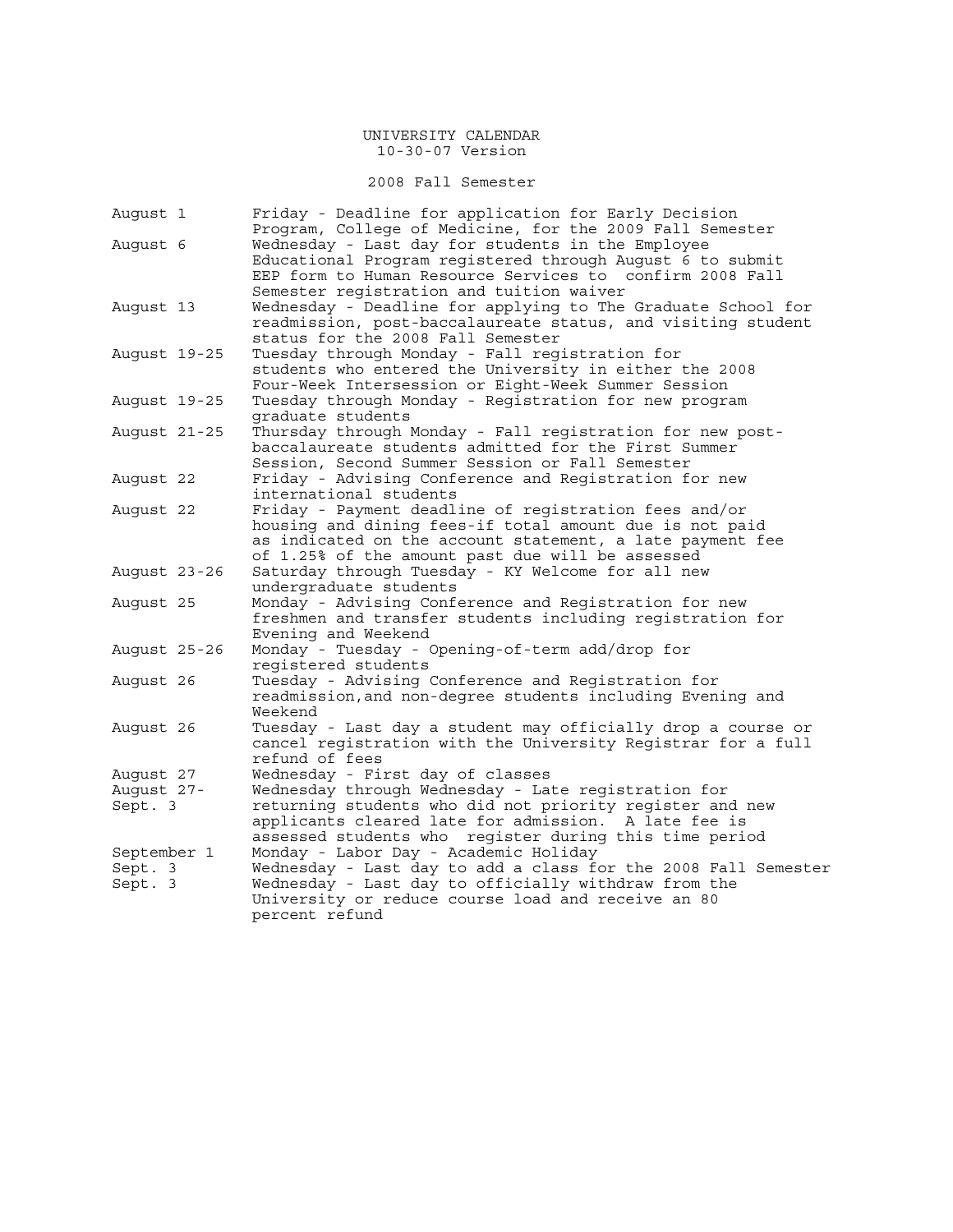# UNIVERSITY CALENDAR

10-30-07 Version

## 2008 Fall Semester

| Date | Event |
|---|---|
| August 1 | Friday - Deadline for application for Early Decision Program, College of Medicine, for the 2009 Fall Semester |
| August 6 | Wednesday - Last day for students in the Employee Educational Program registered through August 6 to submit EEP form to Human Resource Services to confirm 2008 Fall Semester registration and tuition waiver |
| August 13 | Wednesday - Deadline for applying to The Graduate School for readmission, post-baccalaureate status, and visiting student status for the 2008 Fall Semester |
| August 19-25 | Tuesday through Monday - Fall registration for students who entered the University in either the 2008 Four-Week Intersession or Eight-Week Summer Session |
| August 19-25 | Tuesday through Monday - Registration for new program graduate students |
| August 21-25 | Thursday through Monday - Fall registration for new post-baccalaureate students admitted for the First Summer Session, Second Summer Session or Fall Semester |
| August 22 | Friday - Advising Conference and Registration for new international students |
| August 22 | Friday - Payment deadline of registration fees and/or housing and dining fees-if total amount due is not paid as indicated on the account statement, a late payment fee of 1.25% of the amount past due will be assessed |
| August 23-26 | Saturday through Tuesday - KY Welcome for all new undergraduate students |
| August 25 | Monday - Advising Conference and Registration for new freshmen and transfer students including registration for Evening and Weekend |
| August 25-26 | Monday - Tuesday - Opening-of-term add/drop for registered students |
| August 26 | Tuesday - Advising Conference and Registration for readmission,and non-degree students including Evening and Weekend |
| August 26 | Tuesday - Last day a student may officially drop a course or cancel registration with the University Registrar for a full refund of fees |
| August 27 | Wednesday - First day of classes |
| August 27-Sept. 3 | Wednesday through Wednesday - Late registration for returning students who did not priority register and new applicants cleared late for admission. A late fee is assessed students who register during this time period |
| September 1 | Monday - Labor Day - Academic Holiday |
| Sept. 3 | Wednesday - Last day to add a class for the 2008 Fall Semester |
| Sept. 3 | Wednesday - Last day to officially withdraw from the University or reduce course load and receive an 80 percent refund |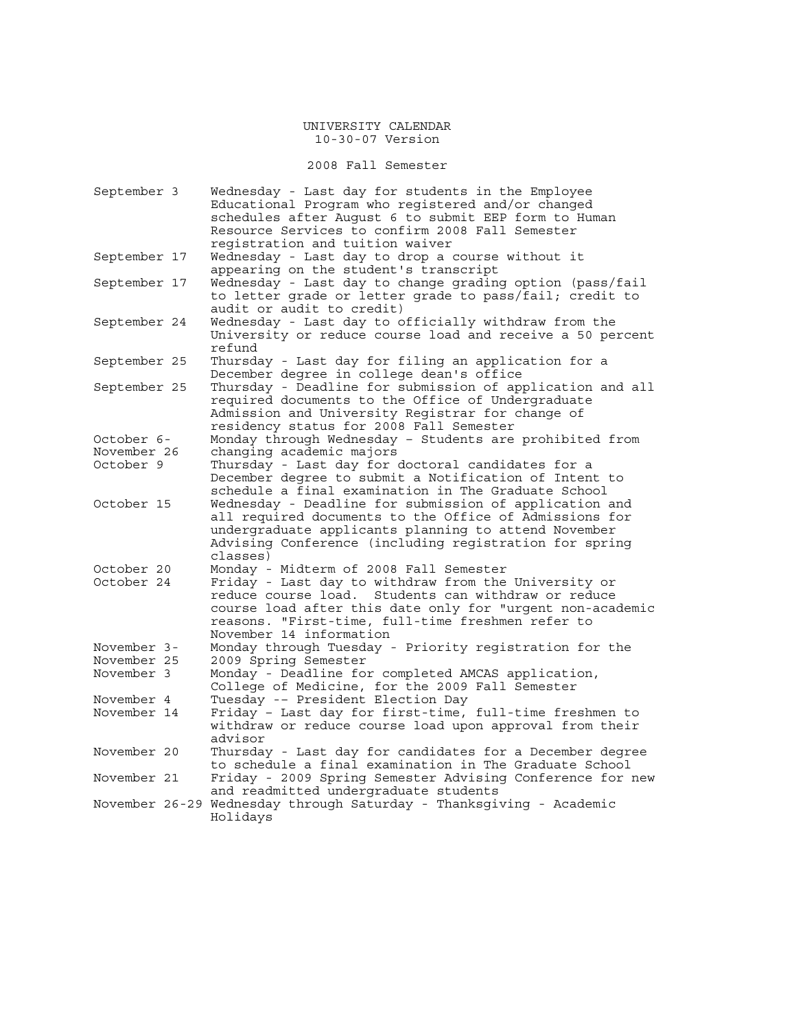# UNIVERSITY CALENDAR

10-30-07 Version

## 2008 Fall Semester

| Date | Event |
|---|---|
| September 3 | Wednesday - Last day for students in the Employee Educational Program who registered and/or changed schedules after August 6 to submit EEP form to Human Resource Services to confirm 2008 Fall Semester registration and tuition waiver |
| September 17 | Wednesday - Last day to drop a course without it appearing on the student's transcript |
| September 17 | Wednesday - Last day to change grading option (pass/fail to letter grade or letter grade to pass/fail; credit to audit or audit to credit) |
| September 24 | Wednesday - Last day to officially withdraw from the University or reduce course load and receive a 50 percent refund |
| September 25 | Thursday - Last day for filing an application for a December degree in college dean's office |
| September 25 | Thursday - Deadline for submission of application and all required documents to the Office of Undergraduate Admission and University Registrar for change of residency status for 2008 Fall Semester |
| October 6- November 26 | Monday through Wednesday – Students are prohibited from changing academic majors |
| October 9 | Thursday - Last day for doctoral candidates for a December degree to submit a Notification of Intent to schedule a final examination in The Graduate School |
| October 15 | Wednesday - Deadline for submission of application and all required documents to the Office of Admissions for undergraduate applicants planning to attend November Advising Conference (including registration for spring classes) |
| October 20 | Monday - Midterm of 2008 Fall Semester |
| October 24 | Friday - Last day to withdraw from the University or reduce course load. Students can withdraw or reduce course load after this date only for "urgent non-academic reasons. "First-time, full-time freshmen refer to November 14 information |
| November 3- November 25 | Monday through Tuesday - Priority registration for the 2009 Spring Semester |
| November 3 | Monday - Deadline for completed AMCAS application, College of Medicine, for the 2009 Fall Semester |
| November 4 | Tuesday -- President Election Day |
| November 14 | Friday – Last day for first-time, full-time freshmen to withdraw or reduce course load upon approval from their advisor |
| November 20 | Thursday - Last day for candidates for a December degree to schedule a final examination in The Graduate School |
| November 21 | Friday - 2009 Spring Semester Advising Conference for new and readmitted undergraduate students |
| November 26-29 | Wednesday through Saturday - Thanksgiving - Academic Holidays |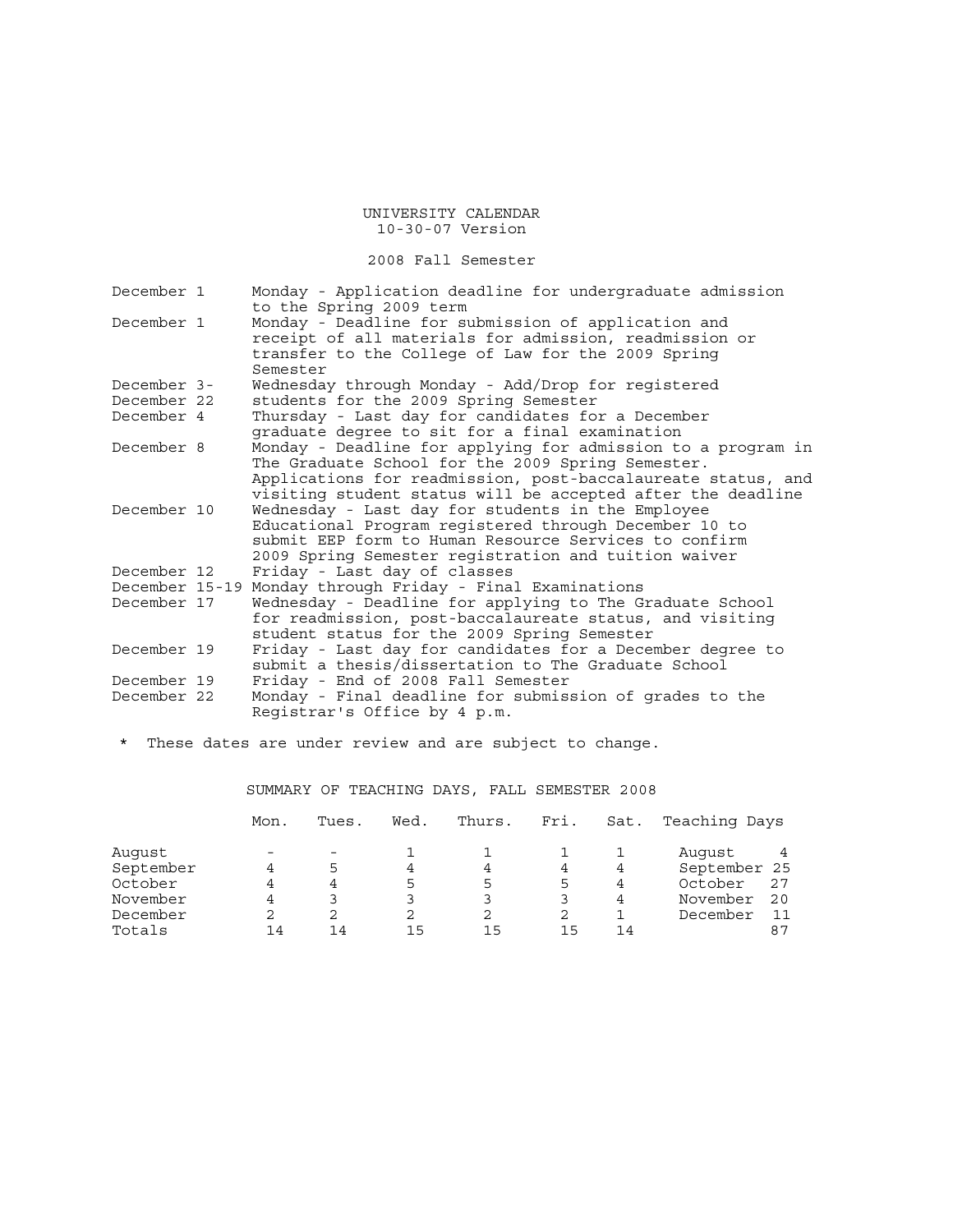UNIVERSITY CALENDAR
10-30-07 Version

2008 Fall Semester

| | |
|---|---|
| December 1 | Monday - Application deadline for undergraduate admission to the Spring 2009 term |
| December 1 | Monday - Deadline for submission of application and receipt of all materials for admission, readmission or transfer to the College of Law for the 2009 Spring Semester |
| December 3-December 22 | Wednesday through Monday - Add/Drop for registered students for the 2009 Spring Semester |
| December 4 | Thursday - Last day for candidates for a December graduate degree to sit for a final examination |
| December 8 | Monday - Deadline for applying for admission to a program in The Graduate School for the 2009 Spring Semester. Applications for readmission, post-baccalaureate status, and visiting student status will be accepted after the deadline |
| December 10 | Wednesday - Last day for students in the Employee Educational Program registered through December 10 to submit EEP form to Human Resource Services to confirm 2009 Spring Semester registration and tuition waiver |
| December 12 | Friday - Last day of classes |
| December 15-19 | Monday through Friday - Final Examinations |
| December 17 | Wednesday - Deadline for applying to The Graduate School for readmission, post-baccalaureate status, and visiting student status for the 2009 Spring Semester |
| December 19 | Friday - Last day for candidates for a December degree to submit a thesis/dissertation to The Graduate School |
| December 19 | Friday - End of 2008 Fall Semester |
| December 22 | Monday - Final deadline for submission of grades to the Registrar's Office by 4 p.m. |

* These dates are under review and are subject to change.

SUMMARY OF TEACHING DAYS, FALL SEMESTER 2008

| | Mon. | Tues. | Wed. | Thurs. | Fri. | Sat. | Teaching Days | |
|---|---|---|---|---|---|---|---|---|
| August | - | - | 1 | 1 | 1 | 1 | August | 4 |
| September | 4 | 5 | 4 | 4 | 4 | 4 | September | 25 |
| October | 4 | 4 | 5 | 5 | 5 | 4 | October | 27 |
| November | 4 | 3 | 3 | 3 | 3 | 4 | November | 20 |
| December | 2 | 2 | 2 | 2 | 2 | 1 | December | 11 |
| Totals | 14 | 14 | 15 | 15 | 15 | 14 | | 87 |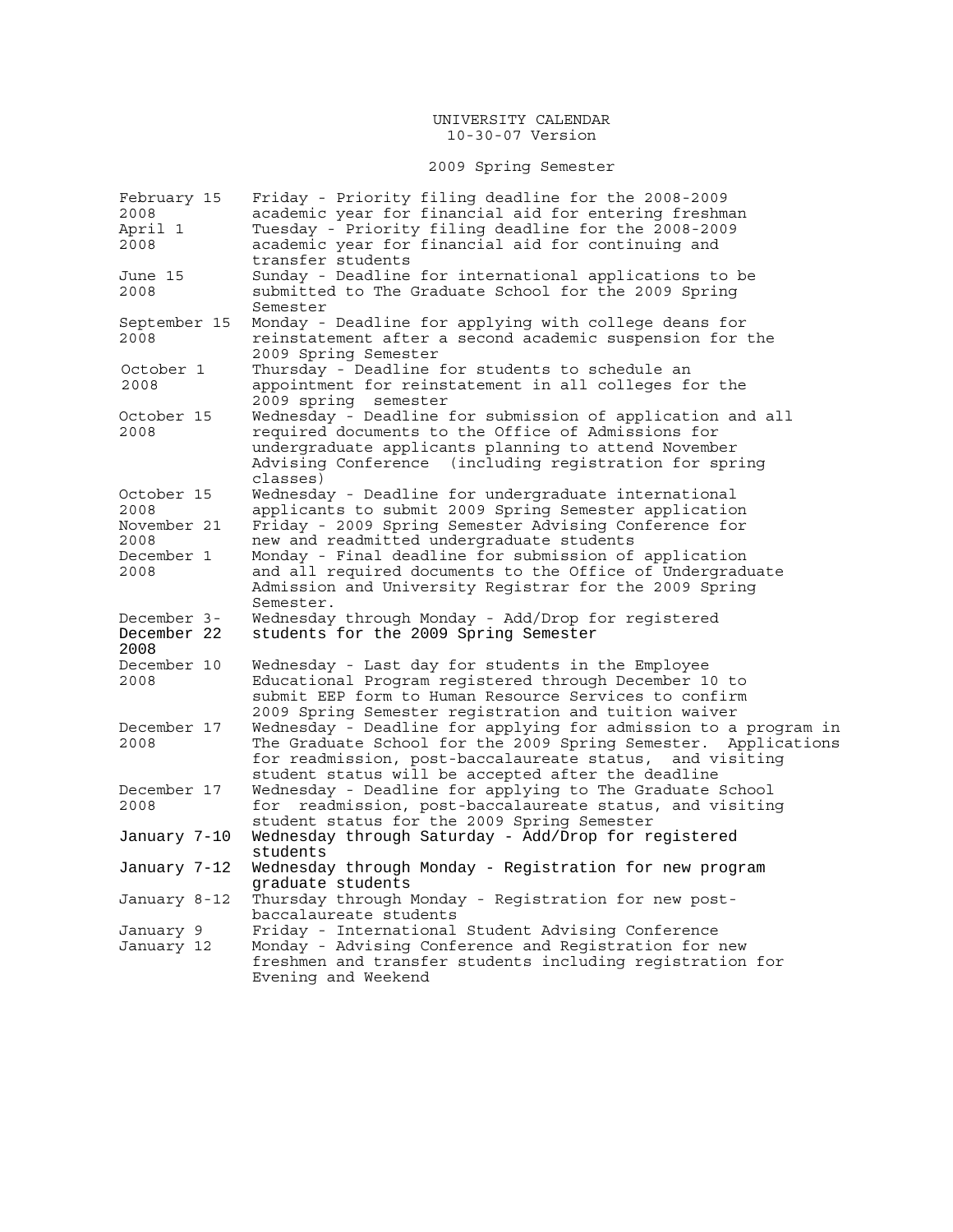# UNIVERSITY CALENDAR

10-30-07 Version

## 2009 Spring Semester

| Date | Event |
| --- | --- |
| February 15 2008 | Friday - Priority filing deadline for the 2008-2009 academic year for financial aid for entering freshman |
| April 1 2008 | Tuesday - Priority filing deadline for the 2008-2009 academic year for financial aid for continuing and transfer students |
| June 15 2008 | Sunday - Deadline for international applications to be submitted to The Graduate School for the 2009 Spring Semester |
| September 15 2008 | Monday - Deadline for applying with college deans for reinstatement after a second academic suspension for the 2009 Spring Semester |
| October 1 2008 | Thursday - Deadline for students to schedule an appointment for reinstatement in all colleges for the 2009 spring semester |
| October 15 2008 | Wednesday - Deadline for submission of application and all required documents to the Office of Admissions for undergraduate applicants planning to attend November Advising Conference (including registration for spring classes) |
| October 15 2008 | Wednesday - Deadline for undergraduate international applicants to submit 2009 Spring Semester application |
| November 21 2008 | Friday - 2009 Spring Semester Advising Conference for new and readmitted undergraduate students |
| December 1 2008 | Monday - Final deadline for submission of application and all required documents to the Office of Undergraduate Admission and University Registrar for the 2009 Spring Semester. |
| December 3-December 22 2008 | Wednesday through Monday - Add/Drop for registered students for the 2009 Spring Semester |
| December 10 2008 | Wednesday - Last day for students in the Employee Educational Program registered through December 10 to submit EEP form to Human Resource Services to confirm 2009 Spring Semester registration and tuition waiver |
| December 17 2008 | Wednesday - Deadline for applying for admission to a program in The Graduate School for the 2009 Spring Semester. Applications for readmission, post-baccalaureate status, and visiting student status will be accepted after the deadline |
| December 17 2008 | Wednesday - Deadline for applying to The Graduate School for readmission, post-baccalaureate status, and visiting student status for the 2009 Spring Semester |
| January 7-10 | Wednesday through Saturday - Add/Drop for registered students |
| January 7-12 | Wednesday through Monday - Registration for new program graduate students |
| January 8-12 | Thursday through Monday - Registration for new post-baccalaureate students |
| January 9 | Friday - International Student Advising Conference |
| January 12 | Monday - Advising Conference and Registration for new freshmen and transfer students including registration for Evening and Weekend |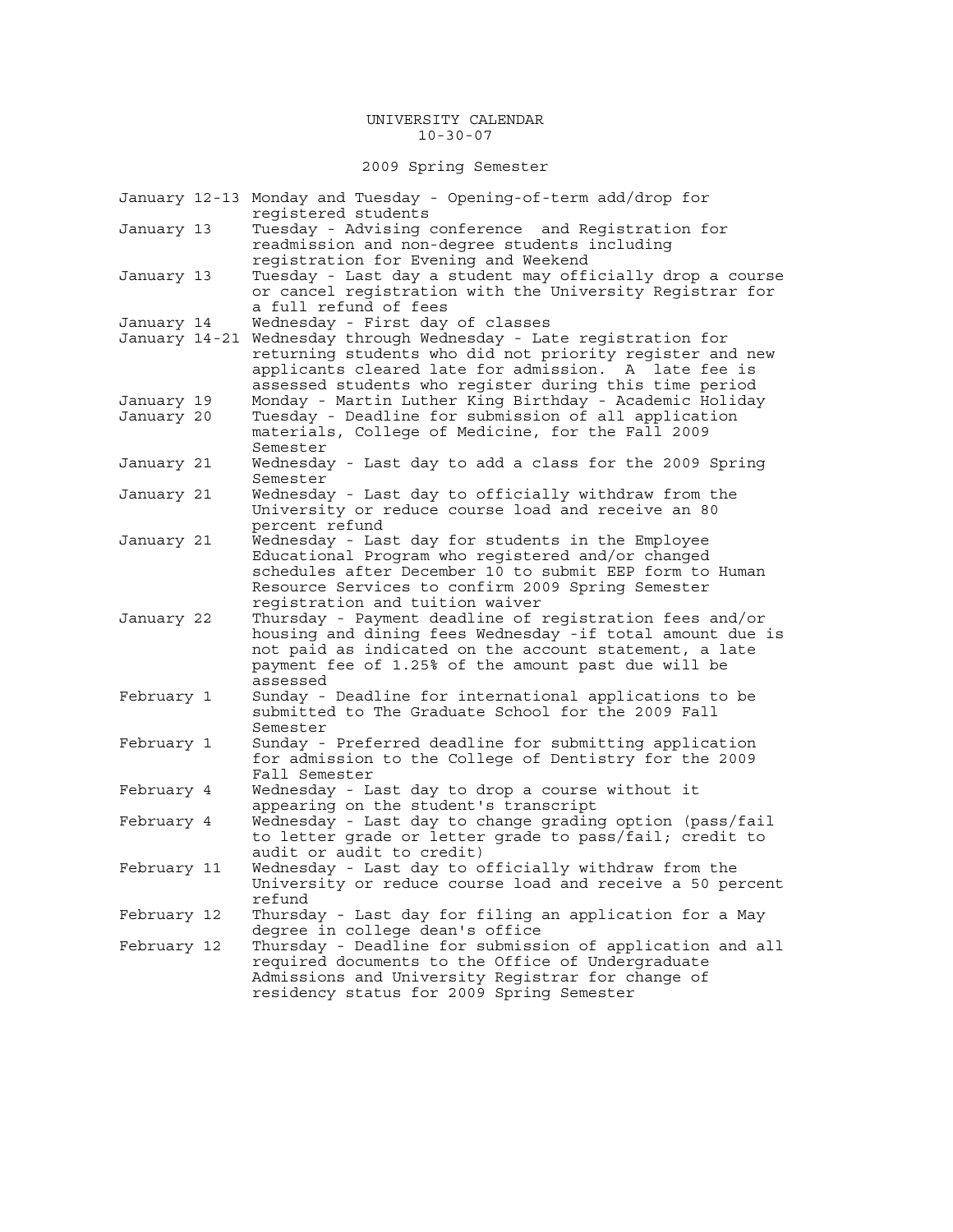UNIVERSITY CALENDAR
10-30-07

## 2009 Spring Semester

| | |
|---|---|
| January 12-13 | Monday and Tuesday - Opening-of-term add/drop for registered students |
| January 13 | Tuesday - Advising conference and Registration for readmission and non-degree students including registration for Evening and Weekend |
| January 13 | Tuesday - Last day a student may officially drop a course or cancel registration with the University Registrar for a full refund of fees |
| January 14 | Wednesday - First day of classes |
| January 14-21 | Wednesday through Wednesday - Late registration for returning students who did not priority register and new applicants cleared late for admission. A late fee is assessed students who register during this time period |
| January 19 | Monday - Martin Luther King Birthday - Academic Holiday |
| January 20 | Tuesday - Deadline for submission of all application materials, College of Medicine, for the Fall 2009 Semester |
| January 21 | Wednesday - Last day to add a class for the 2009 Spring Semester |
| January 21 | Wednesday - Last day to officially withdraw from the University or reduce course load and receive an 80 percent refund |
| January 21 | Wednesday - Last day for students in the Employee Educational Program who registered and/or changed schedules after December 10 to submit EEP form to Human Resource Services to confirm 2009 Spring Semester registration and tuition waiver |
| January 22 | Thursday - Payment deadline of registration fees and/or housing and dining fees Wednesday -if total amount due is not paid as indicated on the account statement, a late payment fee of 1.25% of the amount past due will be assessed |
| February 1 | Sunday - Deadline for international applications to be submitted to The Graduate School for the 2009 Fall Semester |
| February 1 | Sunday - Preferred deadline for submitting application for admission to the College of Dentistry for the 2009 Fall Semester |
| February 4 | Wednesday - Last day to drop a course without it appearing on the student's transcript |
| February 4 | Wednesday - Last day to change grading option (pass/fail to letter grade or letter grade to pass/fail; credit to audit or audit to credit) |
| February 11 | Wednesday - Last day to officially withdraw from the University or reduce course load and receive a 50 percent refund |
| February 12 | Thursday - Last day for filing an application for a May degree in college dean's office |
| February 12 | Thursday - Deadline for submission of application and all required documents to the Office of Undergraduate Admissions and University Registrar for change of residency status for 2009 Spring Semester |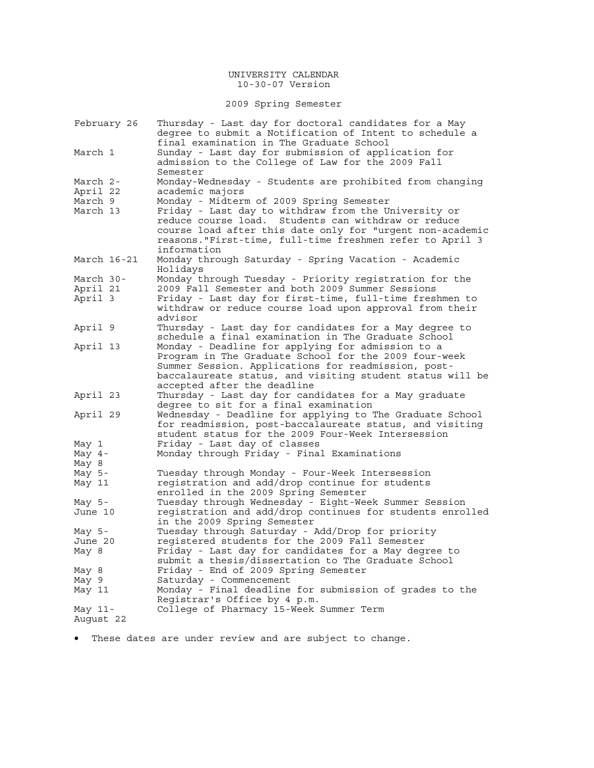# UNIVERSITY CALENDAR

10-30-07 Version

## 2009 Spring Semester

| Date | Event |
|---|---|
| February 26 | Thursday - Last day for doctoral candidates for a May degree to submit a Notification of Intent to schedule a final examination in The Graduate School |
| March 1 | Sunday - Last day for submission of application for admission to the College of Law for the 2009 Fall Semester |
| March 2-April 22 | Monday-Wednesday - Students are prohibited from changing academic majors |
| March 9 | Monday - Midterm of 2009 Spring Semester |
| March 13 | Friday - Last day to withdraw from the University or reduce course load. Students can withdraw or reduce course load after this date only for "urgent non-academic reasons."First-time, full-time freshmen refer to April 3 information |
| March 16-21 | Monday through Saturday - Spring Vacation - Academic Holidays |
| March 30-April 21 | Monday through Tuesday - Priority registration for the 2009 Fall Semester and both 2009 Summer Sessions |
| April 3 | Friday - Last day for first-time, full-time freshmen to withdraw or reduce course load upon approval from their advisor |
| April 9 | Thursday - Last day for candidates for a May degree to schedule a final examination in The Graduate School |
| April 13 | Monday - Deadline for applying for admission to a Program in The Graduate School for the 2009 four-week Summer Session. Applications for readmission, post-baccalaureate status, and visiting student status will be accepted after the deadline |
| April 23 | Thursday - Last day for candidates for a May graduate degree to sit for a final examination |
| April 29 | Wednesday - Deadline for applying to The Graduate School for readmission, post-baccalaureate status, and visiting student status for the 2009 Four-Week Intersession |
| May 1 | Friday - Last day of classes |
| May 4-May 8 | Monday through Friday - Final Examinations |
| May 5-May 11 | Tuesday through Monday - Four-Week Intersession registration and add/drop continue for students enrolled in the 2009 Spring Semester |
| May 5-June 10 | Tuesday through Wednesday - Eight-Week Summer Session registration and add/drop continues for students enrolled in the 2009 Spring Semester |
| May 5-June 20 | Tuesday through Saturday - Add/Drop for priority registered students for the 2009 Fall Semester |
| May 8 | Friday - Last day for candidates for a May degree to submit a thesis/dissertation to The Graduate School |
| May 8 | Friday - End of 2009 Spring Semester |
| May 9 | Saturday - Commencement |
| May 11 | Monday - Final deadline for submission of grades to the Registrar's Office by 4 p.m. |
| May 11-August 22 | College of Pharmacy 15-Week Summer Term |

- These dates are under review and are subject to change.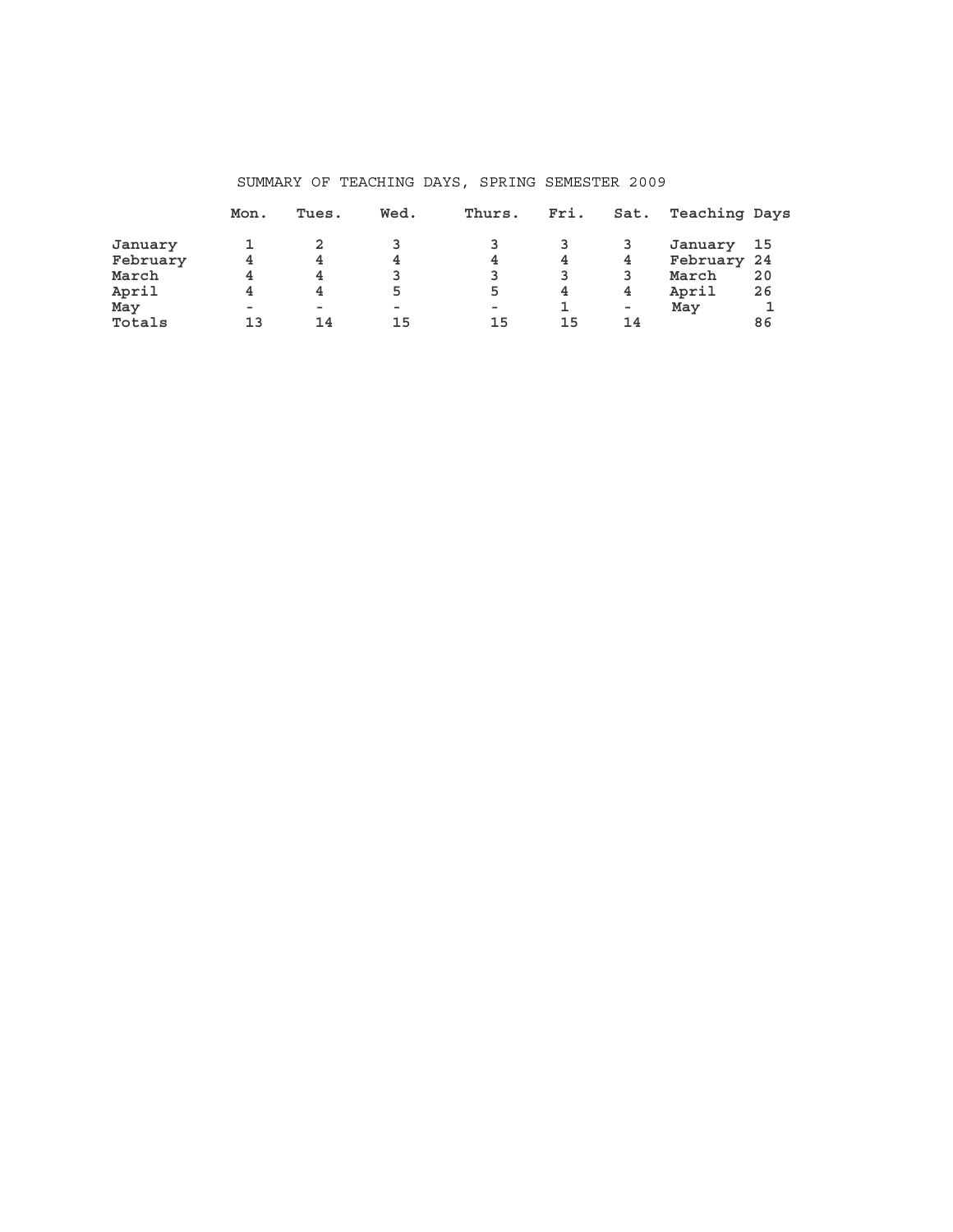SUMMARY OF TEACHING DAYS, SPRING SEMESTER 2009

| | Mon. | Tues. | Wed. | Thurs. | Fri. | Sat. | Teaching Days | |
|---|---|---|---|---|---|---|---|---|
| January | 1 | 2 | 3 | 3 | 3 | 3 | January | 15 |
| February | 4 | 4 | 4 | 4 | 4 | 4 | February | 24 |
| March | 4 | 4 | 3 | 3 | 3 | 3 | March | 20 |
| April | 4 | 4 | 5 | 5 | 4 | 4 | April | 26 |
| May | - | - | - | - | 1 | - | May | 1 |
| Totals | 13 | 14 | 15 | 15 | 15 | 14 | | 86 |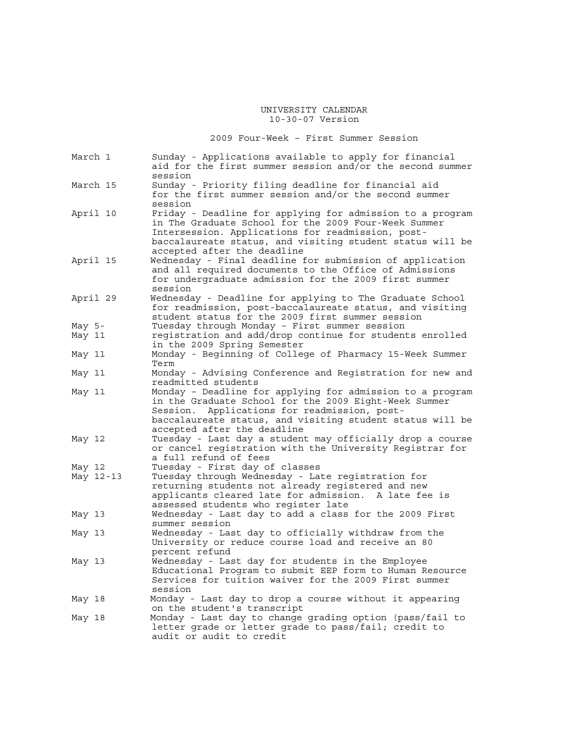UNIVERSITY CALENDAR
10-30-07 Version

2009 Four-Week – First Summer Session

| Date | Event |
|---|---|
| March 1 | Sunday - Applications available to apply for financial aid for the first summer session and/or the second summer session |
| March 15 | Sunday - Priority filing deadline for financial aid for the first summer session and/or the second summer session |
| April 10 | Friday - Deadline for applying for admission to a program in The Graduate School for the 2009 Four-Week Summer Intersession. Applications for readmission, post-baccalaureate status, and visiting student status will be accepted after the deadline |
| April 15 | Wednesday - Final deadline for submission of application and all required documents to the Office of Admissions for undergraduate admission for the 2009 first summer session |
| April 29 | Wednesday - Deadline for applying to The Graduate School for readmission, post-baccalaureate status, and visiting student status for the 2009 first summer session |
| May 5-May 11 | Tuesday through Monday – First summer session registration and add/drop continue for students enrolled in the 2009 Spring Semester |
| May 11 | Monday - Beginning of College of Pharmacy 15-Week Summer Term |
| May 11 | Monday - Advising Conference and Registration for new and readmitted students |
| May 11 | Monday – Deadline for applying for admission to a program in the Graduate School for the 2009 Eight-Week Summer Session. Applications for readmission, post-baccalaureate status, and visiting student status will be accepted after the deadline |
| May 12 | Tuesday - Last day a student may officially drop a course or cancel registration with the University Registrar for a full refund of fees |
| May 12 | Tuesday - First day of classes |
| May 12-13 | Tuesday through Wednesday - Late registration for returning students not already registered and new applicants cleared late for admission. A late fee is assessed students who register late |
| May 13 | Wednesday - Last day to add a class for the 2009 First summer session |
| May 13 | Wednesday - Last day to officially withdraw from the University or reduce course load and receive an 80 percent refund |
| May 13 | Wednesday - Last day for students in the Employee Educational Program to submit EEP form to Human Resource Services for tuition waiver for the 2009 First summer session |
| May 18 | Monday - Last day to drop a course without it appearing on the student's transcript |
| May 18 | Monday - Last day to change grading option (pass/fail to letter grade or letter grade to pass/fail; credit to audit or audit to credit |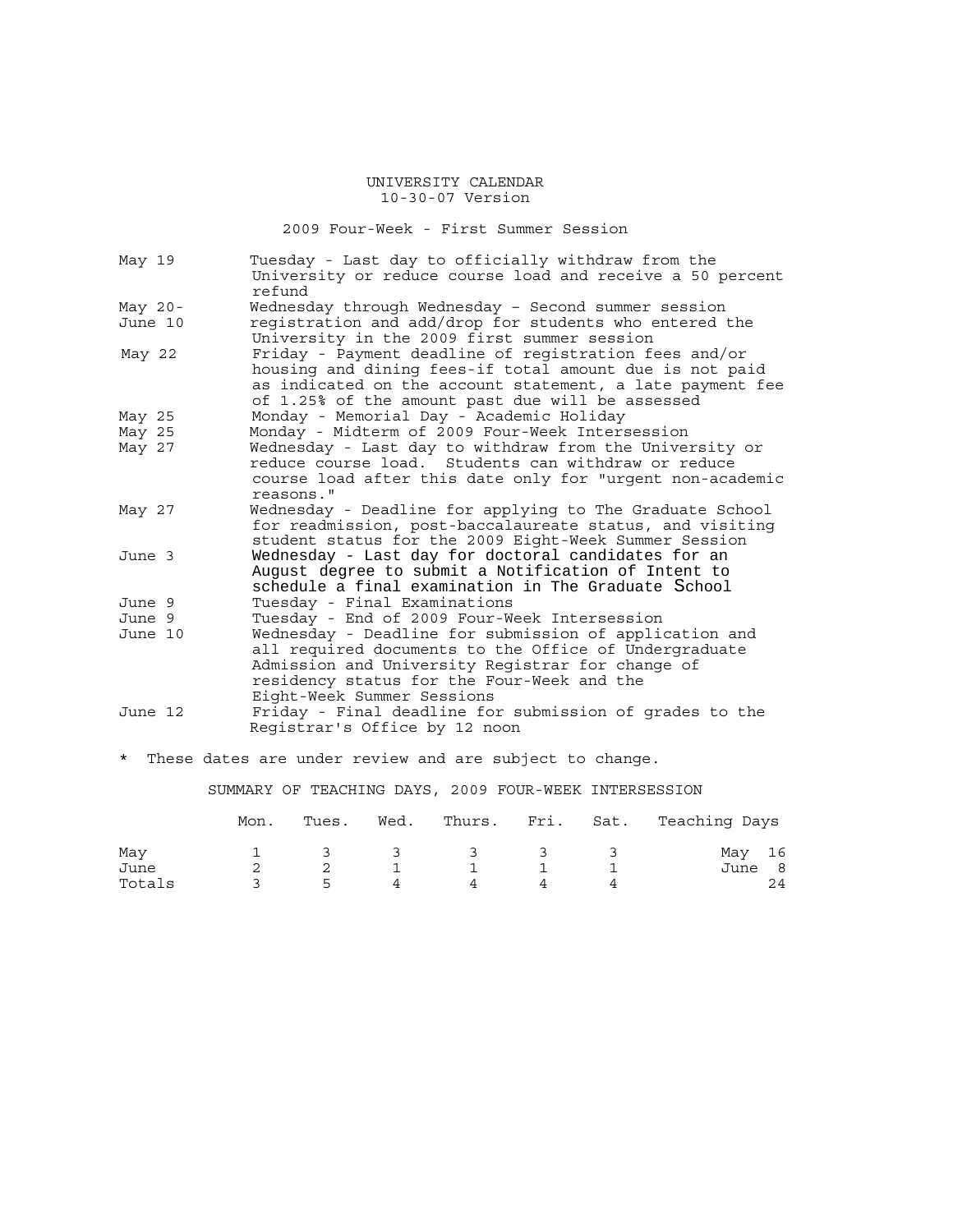UNIVERSITY CALENDAR
10-30-07 Version

2009 Four-Week - First Summer Session

| Date | Event |
|---|---|
| May 19 | Tuesday - Last day to officially withdraw from the University or reduce course load and receive a 50 percent refund |
| May 20-June 10 | Wednesday through Wednesday – Second summer session registration and add/drop for students who entered the University in the 2009 first summer session |
| May 22 | Friday - Payment deadline of registration fees and/or housing and dining fees-if total amount due is not paid as indicated on the account statement, a late payment fee of 1.25% of the amount past due will be assessed |
| May 25 | Monday - Memorial Day - Academic Holiday |
| May 25 | Monday - Midterm of 2009 Four-Week Intersession |
| May 27 | Wednesday - Last day to withdraw from the University or reduce course load. Students can withdraw or reduce course load after this date only for "urgent non-academic reasons." |
| May 27 | Wednesday - Deadline for applying to The Graduate School for readmission, post-baccalaureate status, and visiting student status for the 2009 Eight-Week Summer Session |
| June 3 | Wednesday - Last day for doctoral candidates for an August degree to submit a Notification of Intent to schedule a final examination in The Graduate School |
| June 9 | Tuesday - Final Examinations |
| June 9 | Tuesday - End of 2009 Four-Week Intersession |
| June 10 | Wednesday - Deadline for submission of application and all required documents to the Office of Undergraduate Admission and University Registrar for change of residency status for the Four-Week and the Eight-Week Summer Sessions |
| June 12 | Friday - Final deadline for submission of grades to the Registrar's Office by 12 noon |

* These dates are under review and are subject to change.

SUMMARY OF TEACHING DAYS, 2009 FOUR-WEEK INTERSESSION

| | Mon. | Tues. | Wed. | Thurs. | Fri. | Sat. | Teaching Days |
|---|---|---|---|---|---|---|---|
| May | 1 | 3 | 3 | 3 | 3 | 3 | May 16 |
| June | 2 | 2 | 1 | 1 | 1 | 1 | June 8 |
| Totals | 3 | 5 | 4 | 4 | 4 | 4 | 24 |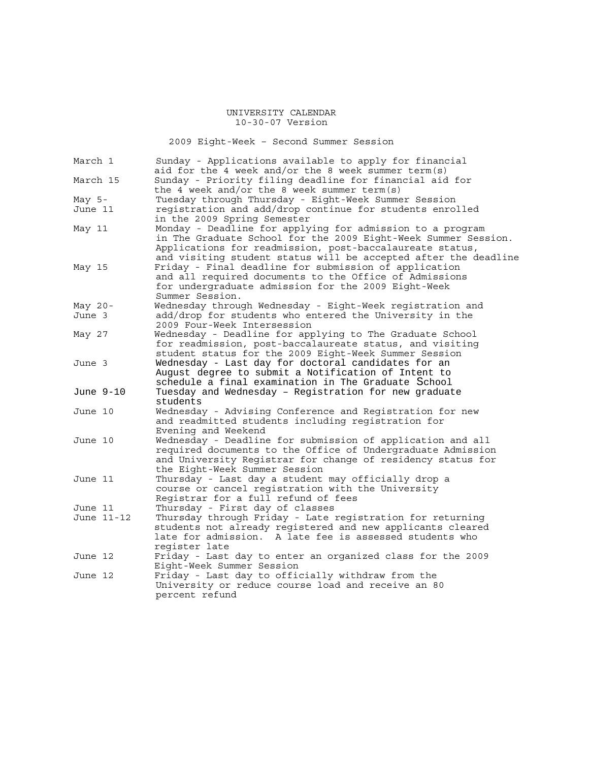UNIVERSITY CALENDAR
10-30-07 Version

2009 Eight-Week – Second Summer Session

| | |
|---|---|
| March 1 | Sunday - Applications available to apply for financial aid for the 4 week and/or the 8 week summer term(s) |
| March 15 | Sunday - Priority filing deadline for financial aid for the 4 week and/or the 8 week summer term(s) |
| May 5-June 11 | Tuesday through Thursday - Eight-Week Summer Session registration and add/drop continue for students enrolled in the 2009 Spring Semester |
| May 11 | Monday - Deadline for applying for admission to a program in The Graduate School for the 2009 Eight-Week Summer Session. Applications for readmission, post-baccalaureate status, and visiting student status will be accepted after the deadline |
| May 15 | Friday - Final deadline for submission of application and all required documents to the Office of Admissions for undergraduate admission for the 2009 Eight-Week Summer Session. |
| May 20-June 3 | Wednesday through Wednesday - Eight-Week registration and add/drop for students who entered the University in the 2009 Four-Week Intersession |
| May 27 | Wednesday - Deadline for applying to The Graduate School for readmission, post-baccalaureate status, and visiting student status for the 2009 Eight-Week Summer Session |
| June 3 | Wednesday - Last day for doctoral candidates for an August degree to submit a Notification of Intent to schedule a final examination in The Graduate School |
| June 9-10 | Tuesday and Wednesday – Registration for new graduate students |
| June 10 | Wednesday - Advising Conference and Registration for new and readmitted students including registration for Evening and Weekend |
| June 10 | Wednesday - Deadline for submission of application and all required documents to the Office of Undergraduate Admission and University Registrar for change of residency status for the Eight-Week Summer Session |
| June 11 | Thursday - Last day a student may officially drop a course or cancel registration with the University Registrar for a full refund of fees |
| June 11 | Thursday - First day of classes |
| June 11-12 | Thursday through Friday - Late registration for returning students not already registered and new applicants cleared late for admission. A late fee is assessed students who register late |
| June 12 | Friday - Last day to enter an organized class for the 2009 Eight-Week Summer Session |
| June 12 | Friday - Last day to officially withdraw from the University or reduce course load and receive an 80 percent refund |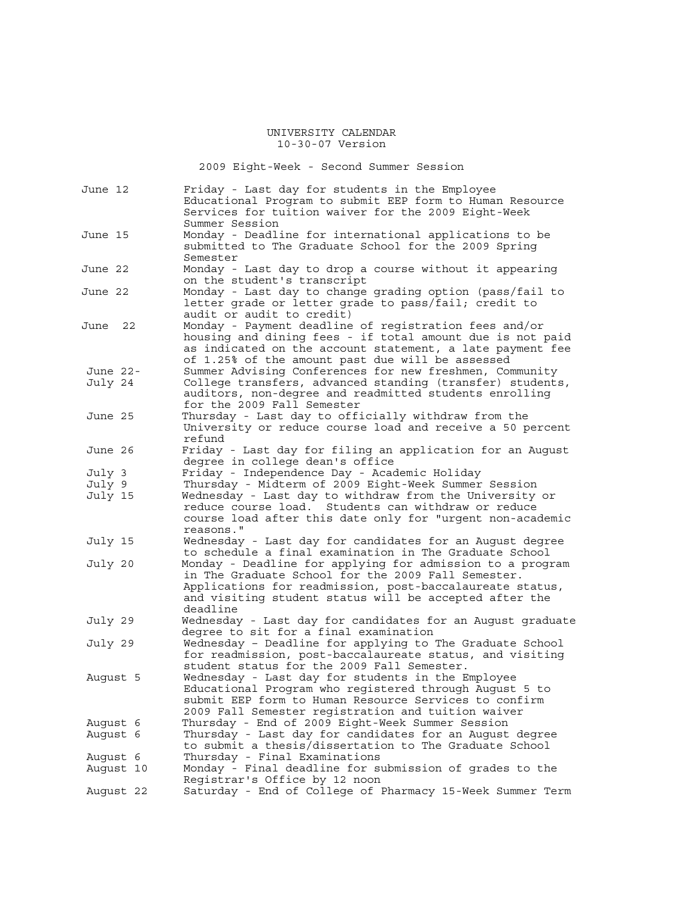# UNIVERSITY CALENDAR

10-30-07 Version

## 2009 Eight-Week - Second Summer Session

| Date | Event |
|---|---|
| June 12 | Friday - Last day for students in the Employee Educational Program to submit EEP form to Human Resource Services for tuition waiver for the 2009 Eight-Week Summer Session |
| June 15 | Monday - Deadline for international applications to be submitted to The Graduate School for the 2009 Spring Semester |
| June 22 | Monday - Last day to drop a course without it appearing on the student's transcript |
| June 22 | Monday - Last day to change grading option (pass/fail to letter grade or letter grade to pass/fail; credit to audit or audit to credit) |
| June 22 | Monday - Payment deadline of registration fees and/or housing and dining fees - if total amount due is not paid as indicated on the account statement, a late payment fee of 1.25% of the amount past due will be assessed |
| June 22- July 24 | Summer Advising Conferences for new freshmen, Community College transfers, advanced standing (transfer) students, auditors, non-degree and readmitted students enrolling for the 2009 Fall Semester |
| June 25 | Thursday - Last day to officially withdraw from the University or reduce course load and receive a 50 percent refund |
| June 26 | Friday - Last day for filing an application for an August degree in college dean's office |
| July 3 | Friday - Independence Day - Academic Holiday |
| July 9 | Thursday - Midterm of 2009 Eight-Week Summer Session |
| July 15 | Wednesday - Last day to withdraw from the University or reduce course load. Students can withdraw or reduce course load after this date only for "urgent non-academic reasons." |
| July 15 | Wednesday - Last day for candidates for an August degree to schedule a final examination in The Graduate School |
| July 20 | Monday - Deadline for applying for admission to a program in The Graduate School for the 2009 Fall Semester. Applications for readmission, post-baccalaureate status, and visiting student status will be accepted after the deadline |
| July 29 | Wednesday - Last day for candidates for an August graduate degree to sit for a final examination |
| July 29 | Wednesday – Deadline for applying to The Graduate School for readmission, post-baccalaureate status, and visiting student status for the 2009 Fall Semester. |
| August 5 | Wednesday - Last day for students in the Employee Educational Program who registered through August 5 to submit EEP form to Human Resource Services to confirm 2009 Fall Semester registration and tuition waiver |
| August 6 | Thursday - End of 2009 Eight-Week Summer Session |
| August 6 | Thursday - Last day for candidates for an August degree to submit a thesis/dissertation to The Graduate School |
| August 6 | Thursday - Final Examinations |
| August 10 | Monday - Final deadline for submission of grades to the Registrar's Office by 12 noon |
| August 22 | Saturday - End of College of Pharmacy 15-Week Summer Term |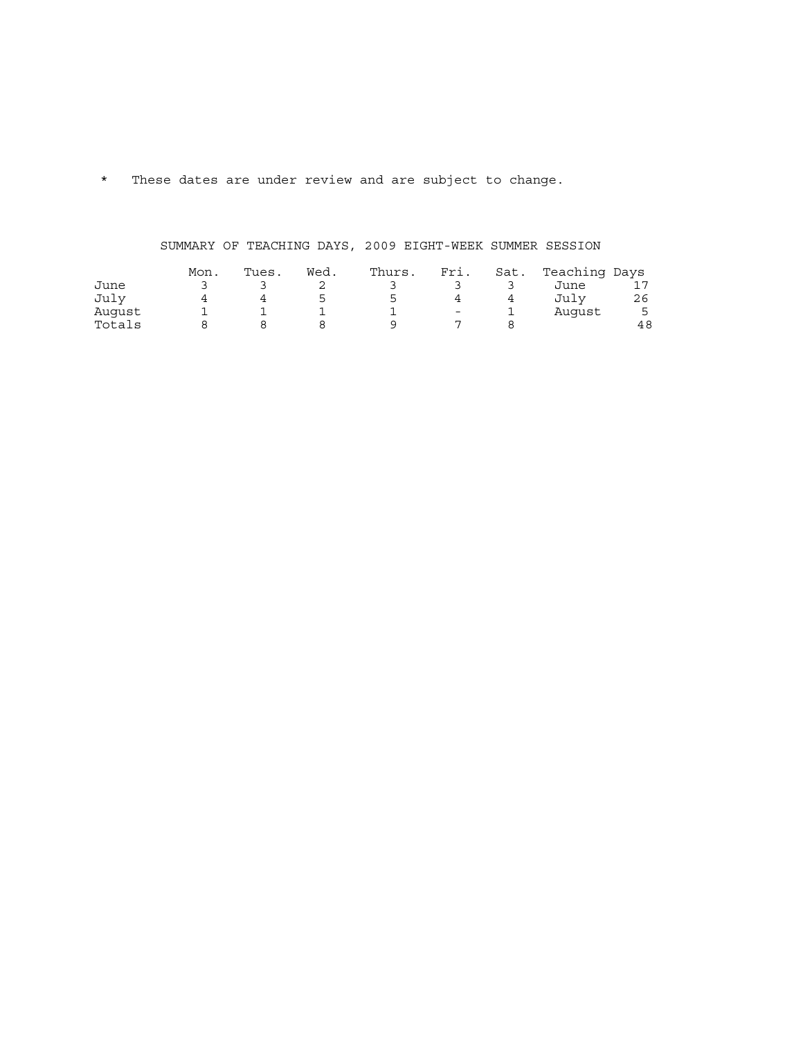* These dates are under review and are subject to change.

## SUMMARY OF TEACHING DAYS, 2009 EIGHT-WEEK SUMMER SESSION

| | Mon. | Tues. | Wed. | Thurs. | Fri. | Sat. | Teaching Days | |
|---|---|---|---|---|---|---|---|---|
| June | 3 | 3 | 2 | 3 | 3 | 3 | June | 17 |
| July | 4 | 4 | 5 | 5 | 4 | 4 | July | 26 |
| August | 1 | 1 | 1 | 1 | - | 1 | August | 5 |
| Totals | 8 | 8 | 8 | 9 | 7 | 8 | | 48 |